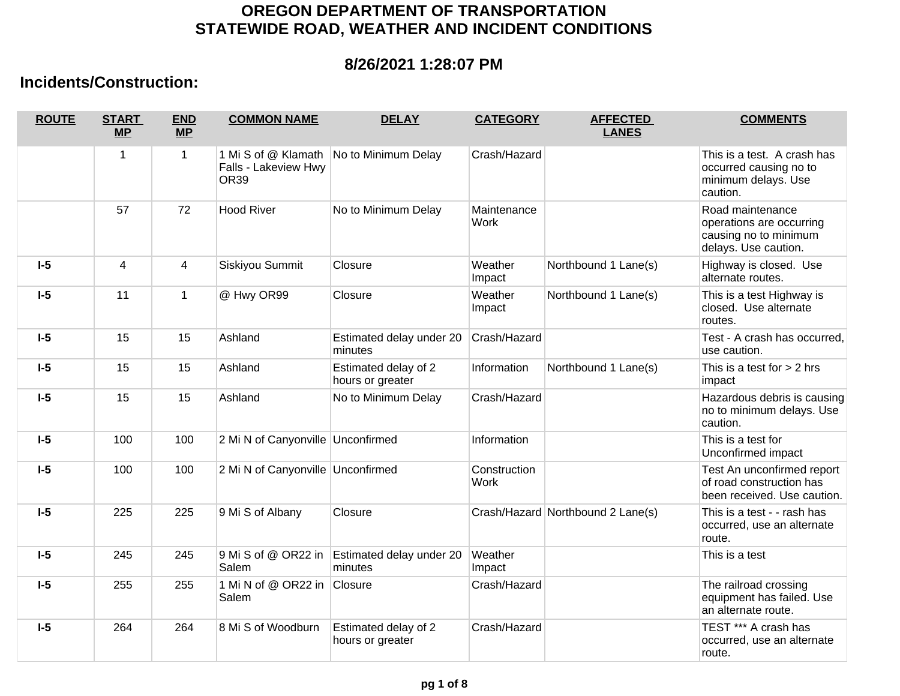# OREGON DEPARTMENT OF TRANSPORTATION
# STATEWIDE ROAD, WEATHER AND INCIDENT CONDITIONS

### 8/26/2021 1:28:07 PM

## Incidents/Construction:

| ROUTE | START MP | END MP | COMMON NAME | DELAY | CATEGORY | AFFECTED LANES | COMMENTS |
|---|---|---|---|---|---|---|---|
| | 1 | 1 | 1 Mi S of @ Klamath Falls - Lakeview Hwy OR39 | No to Minimum Delay | Crash/Hazard | | This is a test. A crash has occurred causing no to minimum delays. Use caution. |
| | 57 | 72 | Hood River | No to Minimum Delay | Maintenance Work | | Road maintenance operations are occurring causing no to minimum delays. Use caution. |
| **I-5** | 4 | 4 | Siskiyou Summit | Closure | Weather Impact | Northbound 1 Lane(s) | Highway is closed. Use alternate routes. |
| **I-5** | 11 | 1 | @ Hwy OR99 | Closure | Weather Impact | Northbound 1 Lane(s) | This is a test Highway is closed. Use alternate routes. |
| **I-5** | 15 | 15 | Ashland | Estimated delay under 20 minutes | Crash/Hazard | | Test - A crash has occurred, use caution. |
| **I-5** | 15 | 15 | Ashland | Estimated delay of 2 hours or greater | Information | Northbound 1 Lane(s) | This is a test for > 2 hrs impact |
| **I-5** | 15 | 15 | Ashland | No to Minimum Delay | Crash/Hazard | | Hazardous debris is causing no to minimum delays. Use caution. |
| **I-5** | 100 | 100 | 2 Mi N of Canyonville | Unconfirmed | Information | | This is a test for Unconfirmed impact |
| **I-5** | 100 | 100 | 2 Mi N of Canyonville | Unconfirmed | Construction Work | | Test An unconfirmed report of road construction has been received. Use caution. |
| **I-5** | 225 | 225 | 9 Mi S of Albany | Closure | Crash/Hazard | Northbound 2 Lane(s) | This is a test - - rash has occurred, use an alternate route. |
| **I-5** | 245 | 245 | 9 Mi S of @ OR22 in Salem | Estimated delay under 20 minutes | Weather Impact | | This is a test |
| **I-5** | 255 | 255 | 1 Mi N of @ OR22 in Salem | Closure | Crash/Hazard | | The railroad crossing equipment has failed. Use an alternate route. |
| **I-5** | 264 | 264 | 8 Mi S of Woodburn | Estimated delay of 2 hours or greater | Crash/Hazard | | TEST *** A crash has occurred, use an alternate route. |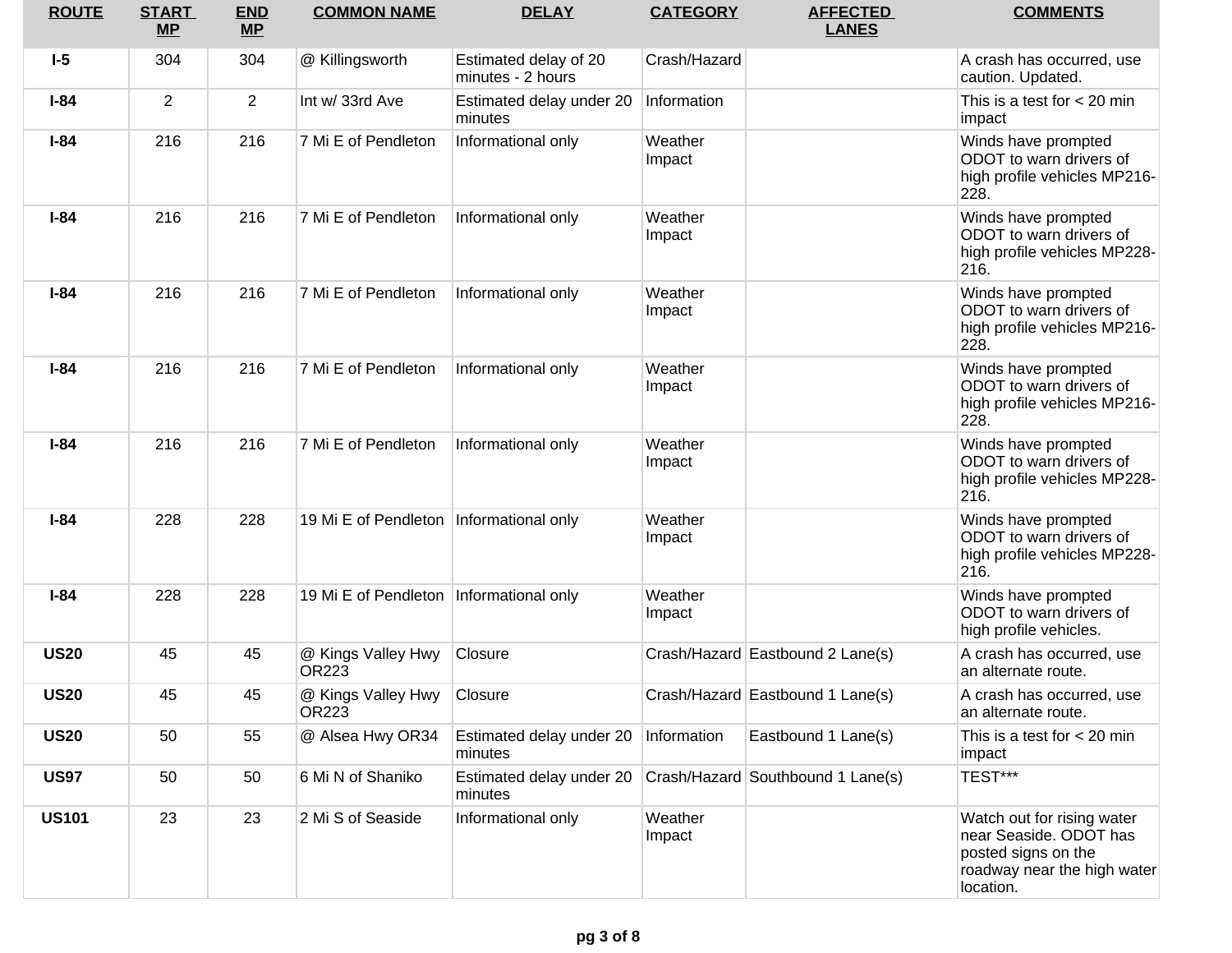| ROUTE | START MP | END MP | COMMON NAME | DELAY | CATEGORY | AFFECTED LANES | COMMENTS |
|---|---|---|---|---|---|---|---|
| **I-5** | 304 | 304 | @ Killingsworth | Estimated delay of 20 minutes - 2 hours | Crash/Hazard | | A crash has occurred, use caution. Updated. |
| **I-84** | 2 | 2 | Int w/ 33rd Ave | Estimated delay under 20 minutes | Information | | This is a test for < 20 min impact |
| **I-84** | 216 | 216 | 7 Mi E of Pendleton | Informational only | Weather Impact | | Winds have prompted ODOT to warn drivers of high profile vehicles MP216-228. |
| **I-84** | 216 | 216 | 7 Mi E of Pendleton | Informational only | Weather Impact | | Winds have prompted ODOT to warn drivers of high profile vehicles MP228-216. |
| **I-84** | 216 | 216 | 7 Mi E of Pendleton | Informational only | Weather Impact | | Winds have prompted ODOT to warn drivers of high profile vehicles MP216-228. |
| **I-84** | 216 | 216 | 7 Mi E of Pendleton | Informational only | Weather Impact | | Winds have prompted ODOT to warn drivers of high profile vehicles MP216-228. |
| **I-84** | 216 | 216 | 7 Mi E of Pendleton | Informational only | Weather Impact | | Winds have prompted ODOT to warn drivers of high profile vehicles MP228-216. |
| **I-84** | 228 | 228 | 19 Mi E of Pendleton | Informational only | Weather Impact | | Winds have prompted ODOT to warn drivers of high profile vehicles MP228-216. |
| **I-84** | 228 | 228 | 19 Mi E of Pendleton | Informational only | Weather Impact | | Winds have prompted ODOT to warn drivers of high profile vehicles. |
| **US20** | 45 | 45 | @ Kings Valley Hwy OR223 | Closure | Crash/Hazard | Eastbound 2 Lane(s) | A crash has occurred, use an alternate route. |
| **US20** | 45 | 45 | @ Kings Valley Hwy OR223 | Closure | Crash/Hazard | Eastbound 1 Lane(s) | A crash has occurred, use an alternate route. |
| **US20** | 50 | 55 | @ Alsea Hwy OR34 | Estimated delay under 20 minutes | Information | Eastbound 1 Lane(s) | This is a test for < 20 min impact |
| **US97** | 50 | 50 | 6 Mi N of Shaniko | Estimated delay under 20 minutes | Crash/Hazard | Southbound 1 Lane(s) | TEST*** |
| **US101** | 23 | 23 | 2 Mi S of Seaside | Informational only | Weather Impact | | Watch out for rising water near Seaside. ODOT has posted signs on the roadway near the high water location. |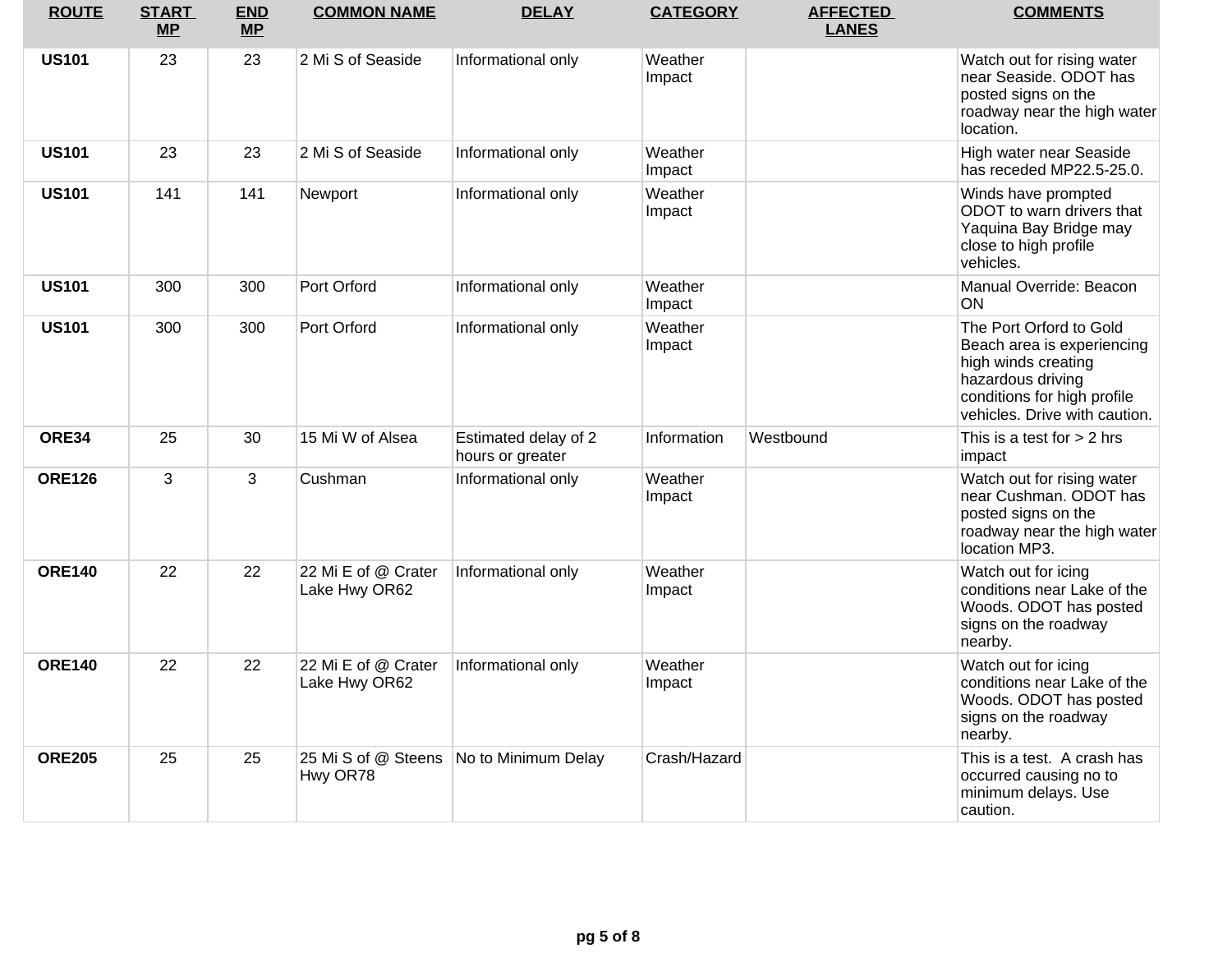| ROUTE | START MP | END MP | COMMON NAME | DELAY | CATEGORY | AFFECTED LANES | COMMENTS |
|---|---|---|---|---|---|---|---|
| **US101** | 23 | 23 | 2 Mi S of Seaside | Informational only | Weather Impact | | Watch out for rising water near Seaside. ODOT has posted signs on the roadway near the high water location. |
| **US101** | 23 | 23 | 2 Mi S of Seaside | Informational only | Weather Impact | | High water near Seaside has receded MP22.5-25.0. |
| **US101** | 141 | 141 | Newport | Informational only | Weather Impact | | Winds have prompted ODOT to warn drivers that Yaquina Bay Bridge may close to high profile vehicles. |
| **US101** | 300 | 300 | Port Orford | Informational only | Weather Impact | | Manual Override: Beacon ON |
| **US101** | 300 | 300 | Port Orford | Informational only | Weather Impact | | The Port Orford to Gold Beach area is experiencing high winds creating hazardous driving conditions for high profile vehicles. Drive with caution. |
| **ORE34** | 25 | 30 | 15 Mi W of Alsea | Estimated delay of 2 hours or greater | Information | Westbound | This is a test for > 2 hrs impact |
| **ORE126** | 3 | 3 | Cushman | Informational only | Weather Impact | | Watch out for rising water near Cushman. ODOT has posted signs on the roadway near the high water location MP3. |
| **ORE140** | 22 | 22 | 22 Mi E of @ Crater Lake Hwy OR62 | Informational only | Weather Impact | | Watch out for icing conditions near Lake of the Woods. ODOT has posted signs on the roadway nearby. |
| **ORE140** | 22 | 22 | 22 Mi E of @ Crater Lake Hwy OR62 | Informational only | Weather Impact | | Watch out for icing conditions near Lake of the Woods. ODOT has posted signs on the roadway nearby. |
| **ORE205** | 25 | 25 | 25 Mi S of @ Steens Hwy OR78 | No to Minimum Delay | Crash/Hazard | | This is a test. A crash has occurred causing no to minimum delays. Use caution. |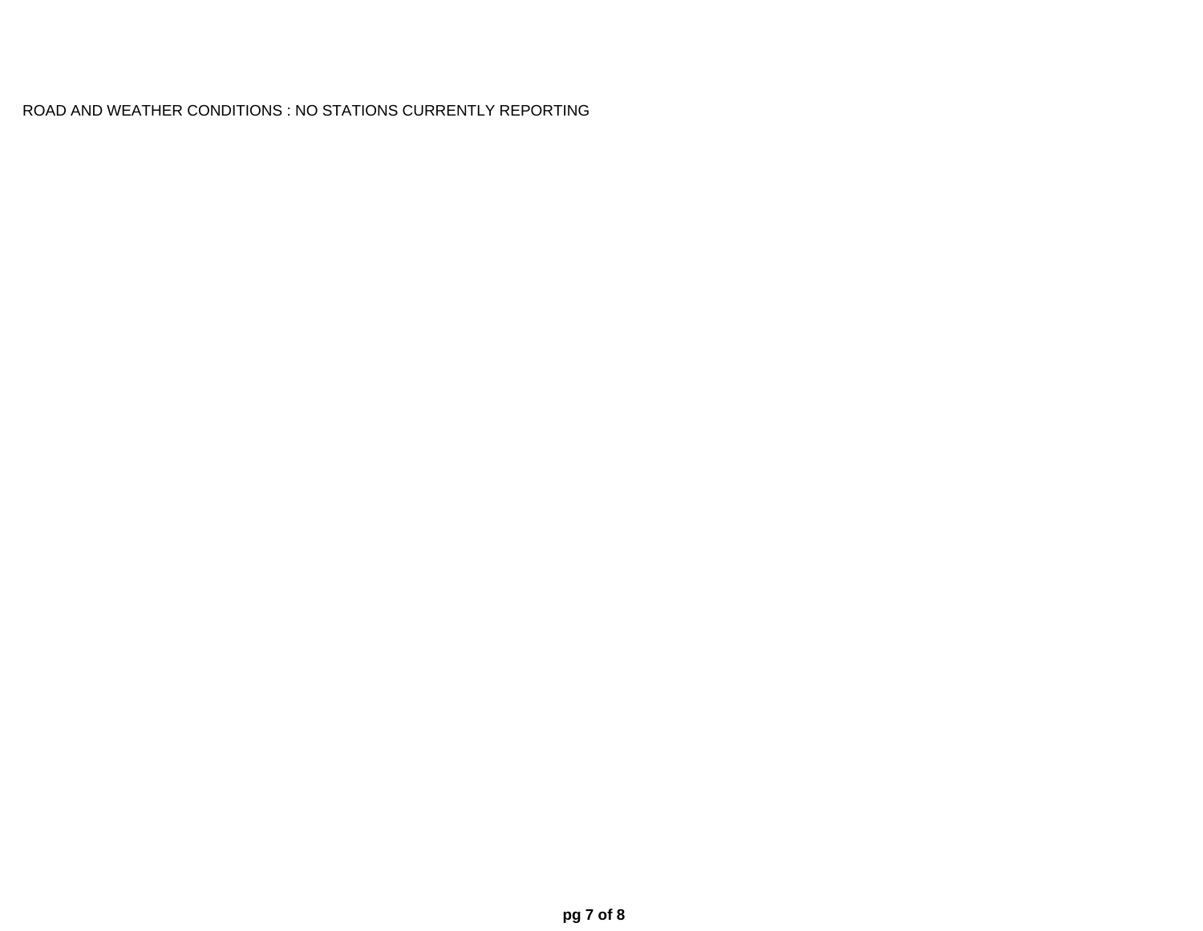ROAD AND WEATHER CONDITIONS : NO STATIONS CURRENTLY REPORTING